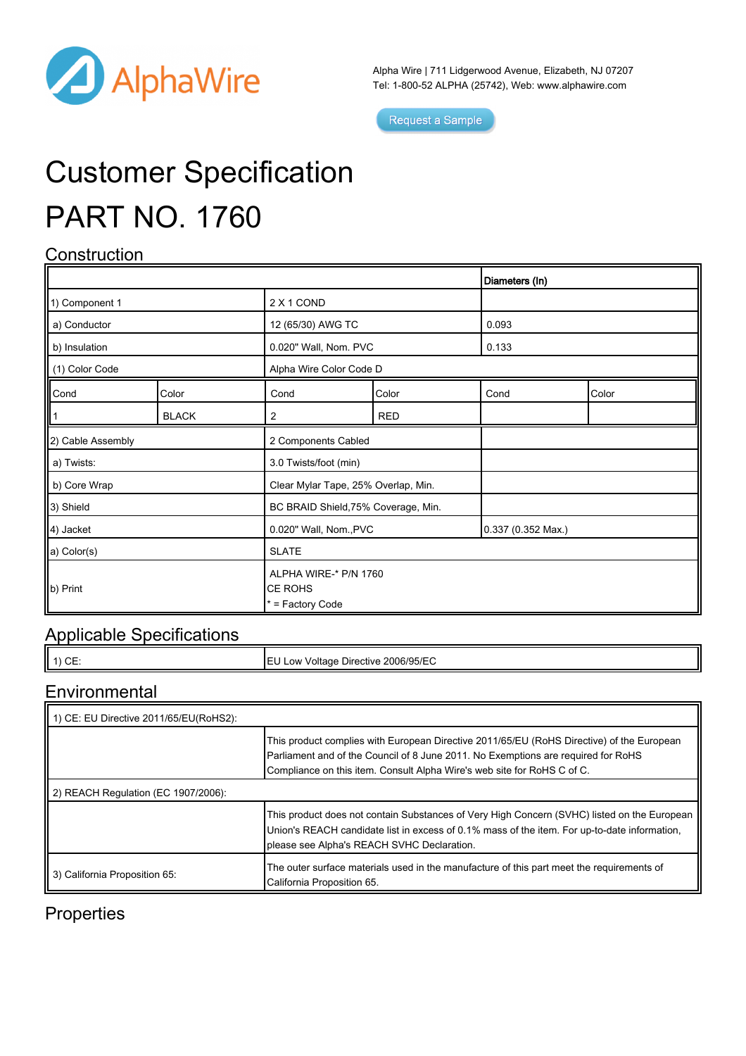AlphaWire

Alpha Wire | 711 Lidgerwood Avenue, Elizabeth, NJ 07207
Tel: 1-800-52 ALPHA (25742), Web: www.alphawire.com

Request a Sample

# Customer Specification

# PART NO. 1760

## Construction

| | | | | Diameters (In) | |
|---|---|---|---|---|---|
| 1) Component 1 | | 2 X 1 COND | | | |
| a) Conductor | | 12 (65/30) AWG TC | | 0.093 | |
| b) Insulation | | 0.020" Wall, Nom. PVC | | 0.133 | |
| (1) Color Code | | Alpha Wire Color Code D | | | |
| Cond | Color | Cond | Color | Cond | Color |
| 1 | BLACK | 2 | RED | | |
| 2) Cable Assembly | | 2 Components Cabled | | | |
| a) Twists: | | 3.0 Twists/foot (min) | | | |
| b) Core Wrap | | Clear Mylar Tape, 25% Overlap, Min. | | | |
| 3) Shield | | BC BRAID Shield,75% Coverage, Min. | | | |
| 4) Jacket | | 0.020" Wall, Nom.,PVC | | 0.337 (0.352 Max.) | |
| a) Color(s) | | SLATE | | | |
| b) Print | | ALPHA WIRE-* P/N 1760<br>CE ROHS<br>* = Factory Code | | | |

## Applicable Specifications

| | |
|---|---|
| 1) CE: | EU Low Voltage Directive 2006/95/EC |

## Environmental

| | |
|---|---|
| 1) CE: EU Directive 2011/65/EU(RoHS2): | |
| | This product complies with European Directive 2011/65/EU (RoHS Directive) of the European Parliament and of the Council of 8 June 2011. No Exemptions are required for RoHS Compliance on this item. Consult Alpha Wire's web site for RoHS C of C. |
| 2) REACH Regulation (EC 1907/2006): | |
| | This product does not contain Substances of Very High Concern (SVHC) listed on the European Union's REACH candidate list in excess of 0.1% mass of the item. For up-to-date information, please see Alpha's REACH SVHC Declaration. |
| 3) California Proposition 65: | The outer surface materials used in the manufacture of this part meet the requirements of California Proposition 65. |

## Properties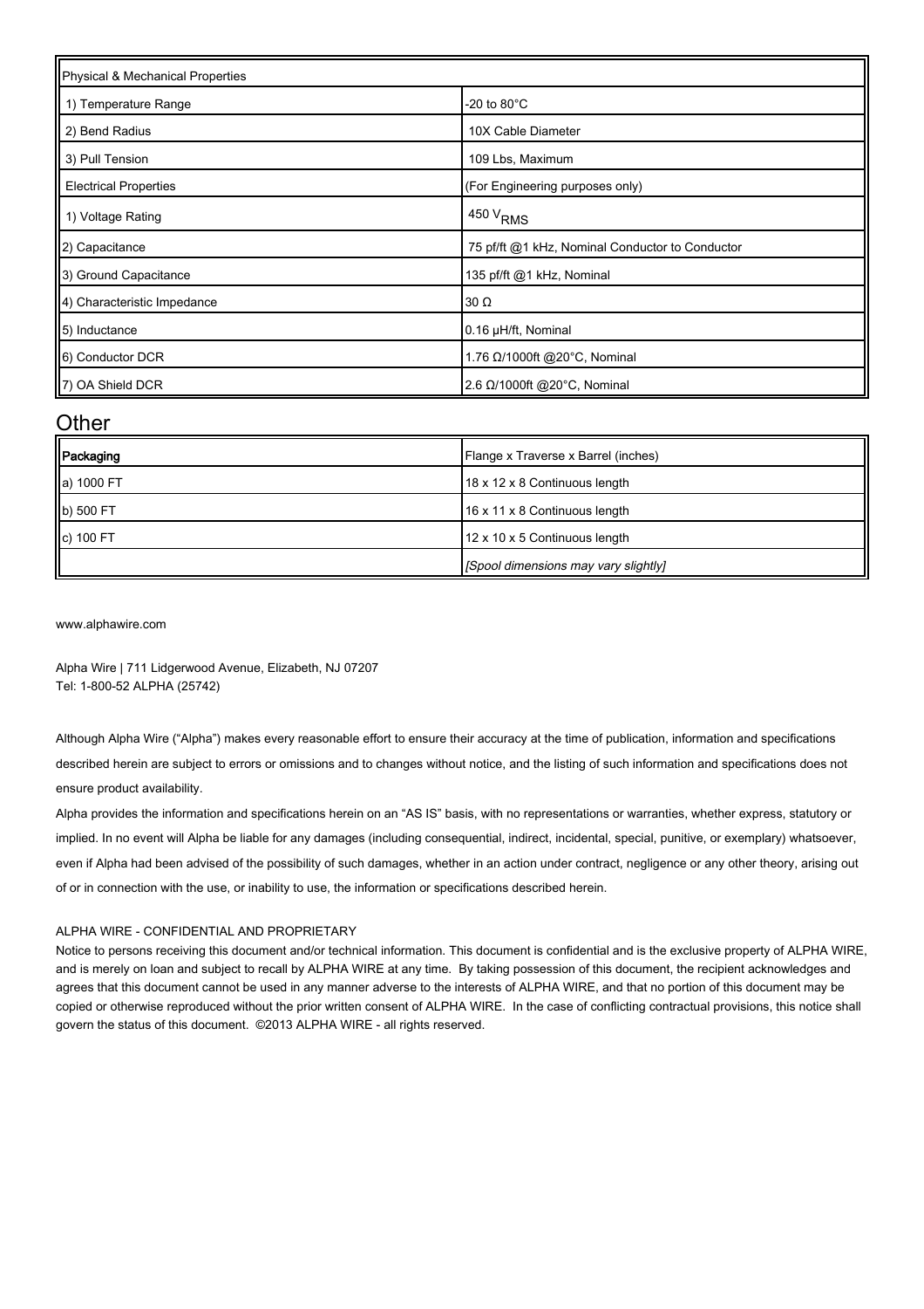| Physical & Mechanical Properties | |
| --- | --- |
| 1) Temperature Range | -20 to 80°C |
| 2) Bend Radius | 10X Cable Diameter |
| 3) Pull Tension | 109 Lbs, Maximum |
| Electrical Properties | (For Engineering purposes only) |
| 1) Voltage Rating | 450 $V_{RMS}$ |
| 2) Capacitance | 75 pf/ft @1 kHz, Nominal Conductor to Conductor |
| 3) Ground Capacitance | 135 pf/ft @1 kHz, Nominal |
| 4) Characteristic Impedance | 30 Ω |
| 5) Inductance | 0.16 µH/ft, Nominal |
| 6) Conductor DCR | 1.76 Ω/1000ft @20°C, Nominal |
| 7) OA Shield DCR | 2.6 Ω/1000ft @20°C, Nominal |

## Other

| Packaging | Flange x Traverse x Barrel (inches) |
| --- | --- |
| a) 1000 FT | 18 x 12 x 8 Continuous length |
| b) 500 FT | 16 x 11 x 8 Continuous length |
| c) 100 FT | 12 x 10 x 5 Continuous length |
| | *[Spool dimensions may vary slightly]* |

www.alphawire.com

Alpha Wire | 711 Lidgerwood Avenue, Elizabeth, NJ 07207
Tel: 1-800-52 ALPHA (25742)

Although Alpha Wire ("Alpha") makes every reasonable effort to ensure their accuracy at the time of publication, information and specifications described herein are subject to errors or omissions and to changes without notice, and the listing of such information and specifications does not ensure product availability.

Alpha provides the information and specifications herein on an "AS IS" basis, with no representations or warranties, whether express, statutory or implied. In no event will Alpha be liable for any damages (including consequential, indirect, incidental, special, punitive, or exemplary) whatsoever, even if Alpha had been advised of the possibility of such damages, whether in an action under contract, negligence or any other theory, arising out of or in connection with the use, or inability to use, the information or specifications described herein.

ALPHA WIRE - CONFIDENTIAL AND PROPRIETARY
Notice to persons receiving this document and/or technical information. This document is confidential and is the exclusive property of ALPHA WIRE, and is merely on loan and subject to recall by ALPHA WIRE at any time. By taking possession of this document, the recipient acknowledges and agrees that this document cannot be used in any manner adverse to the interests of ALPHA WIRE, and that no portion of this document may be copied or otherwise reproduced without the prior written consent of ALPHA WIRE. In the case of conflicting contractual provisions, this notice shall govern the status of this document. ©2013 ALPHA WIRE - all rights reserved.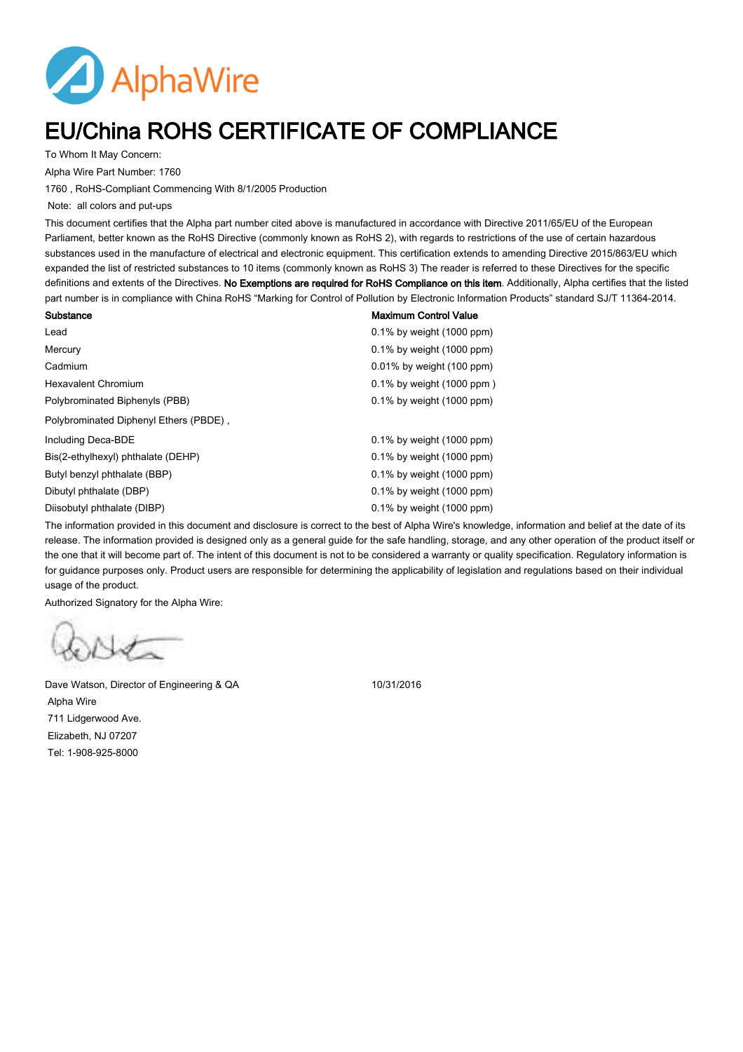AlphaWire

# EU/China ROHS CERTIFICATE OF COMPLIANCE

To Whom It May Concern:

Alpha Wire Part Number: 1760

1760 , RoHS-Compliant Commencing With 8/1/2005 Production

Note: all colors and put-ups

This document certifies that the Alpha part number cited above is manufactured in accordance with Directive 2011/65/EU of the European Parliament, better known as the RoHS Directive (commonly known as RoHS 2), with regards to restrictions of the use of certain hazardous substances used in the manufacture of electrical and electronic equipment. This certification extends to amending Directive 2015/863/EU which expanded the list of restricted substances to 10 items (commonly known as RoHS 3) The reader is referred to these Directives for the specific definitions and extents of the Directives. **No Exemptions are required for RoHS Compliance on this item**. Additionally, Alpha certifies that the listed part number is in compliance with China RoHS "Marking for Control of Pollution by Electronic Information Products" standard SJ/T 11364-2014.

| Substance | Maximum Control Value |
|---|---|
| Lead | 0.1% by weight (1000 ppm) |
| Mercury | 0.1% by weight (1000 ppm) |
| Cadmium | 0.01% by weight (100 ppm) |
| Hexavalent Chromium | 0.1% by weight (1000 ppm ) |
| Polybrominated Biphenyls (PBB) | 0.1% by weight (1000 ppm) |
| Polybrominated Diphenyl Ethers (PBDE) , Including Deca-BDE | 0.1% by weight (1000 ppm) |
| Bis(2-ethylhexyl) phthalate (DEHP) | 0.1% by weight (1000 ppm) |
| Butyl benzyl phthalate (BBP) | 0.1% by weight (1000 ppm) |
| Dibutyl phthalate (DBP) | 0.1% by weight (1000 ppm) |
| Diisobutyl phthalate (DIBP) | 0.1% by weight (1000 ppm) |

The information provided in this document and disclosure is correct to the best of Alpha Wire's knowledge, information and belief at the date of its release. The information provided is designed only as a general guide for the safe handling, storage, and any other operation of the product itself or the one that it will become part of. The intent of this document is not to be considered a warranty or quality specification. Regulatory information is for guidance purposes only. Product users are responsible for determining the applicability of legislation and regulations based on their individual usage of the product.

Authorized Signatory for the Alpha Wire:

Dave Watson, Director of Engineering & QA

10/31/2016

Alpha Wire
711 Lidgerwood Ave.
Elizabeth, NJ 07207
Tel: 1-908-925-8000